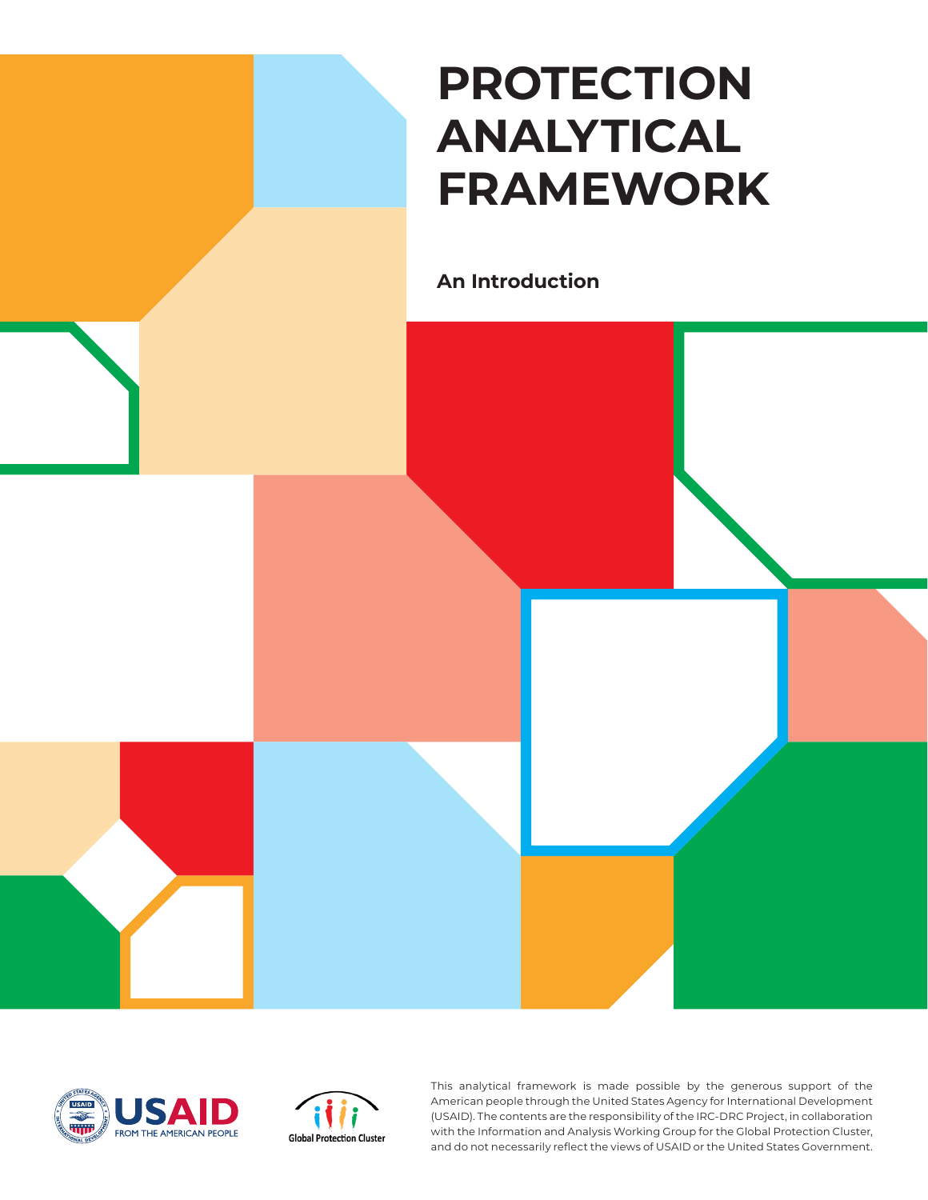# PROTECTION ANALYTICAL FRAMEWORK

## An Introduction

This analytical framework is made possible by the generous support of the American people through the United States Agency for International Development (USAID). The contents are the responsibility of the IRC-DRC Project, in collaboration with the Information and Analysis Working Group for the Global Protection Cluster, and do not necessarily reflect the views of USAID or the United States Government.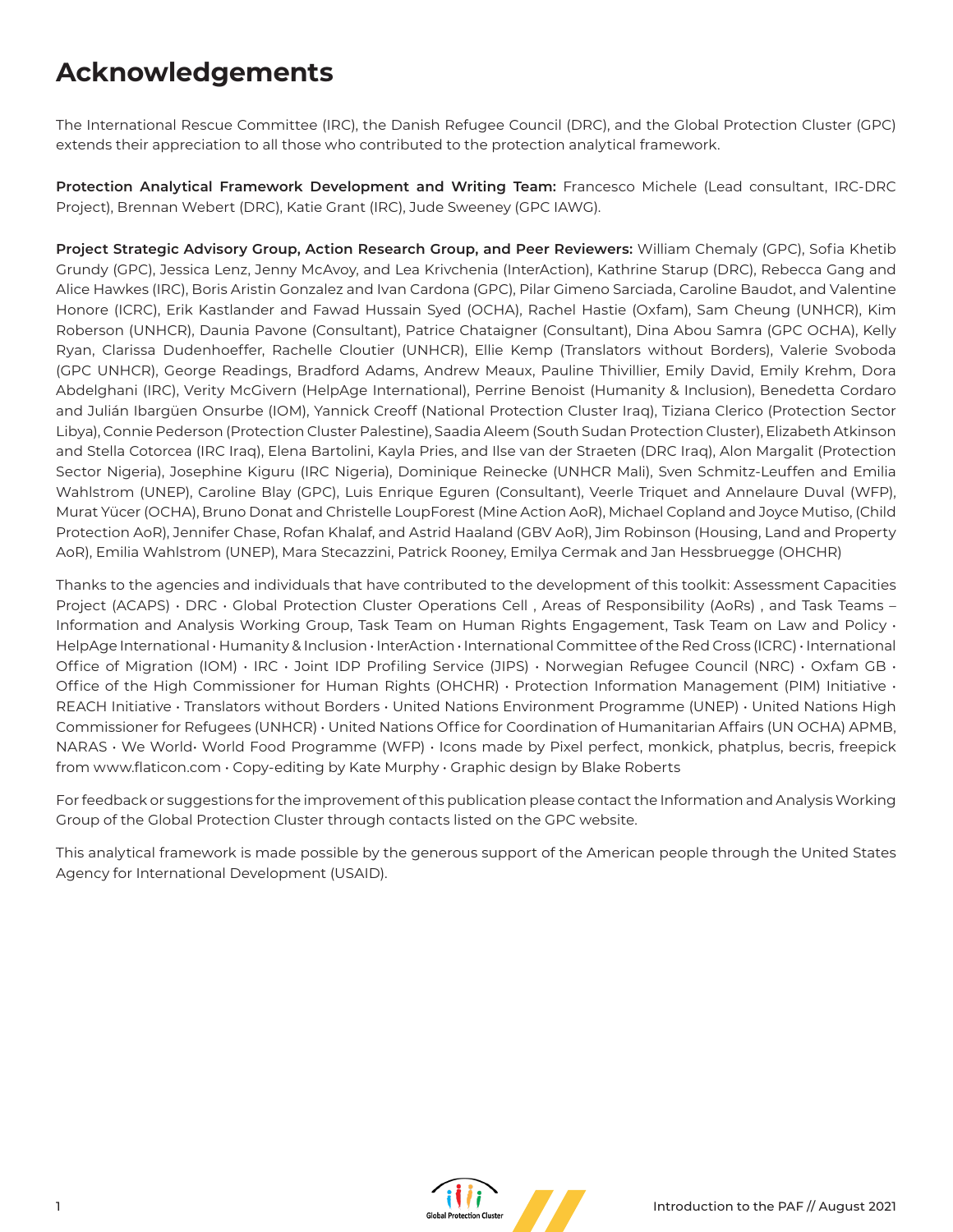# Acknowledgements

The International Rescue Committee (IRC), the Danish Refugee Council (DRC), and the Global Protection Cluster (GPC) extends their appreciation to all those who contributed to the protection analytical framework.

**Protection Analytical Framework Development and Writing Team:** Francesco Michele (Lead consultant, IRC-DRC Project), Brennan Webert (DRC), Katie Grant (IRC), Jude Sweeney (GPC IAWG).

**Project Strategic Advisory Group, Action Research Group, and Peer Reviewers:** William Chemaly (GPC), Sofia Khetib Grundy (GPC), Jessica Lenz, Jenny McAvoy, and Lea Krivchenia (InterAction), Kathrine Starup (DRC), Rebecca Gang and Alice Hawkes (IRC), Boris Aristin Gonzalez and Ivan Cardona (GPC), Pilar Gimeno Sarciada, Caroline Baudot, and Valentine Honore (ICRC), Erik Kastlander and Fawad Hussain Syed (OCHA), Rachel Hastie (Oxfam), Sam Cheung (UNHCR), Kim Roberson (UNHCR), Daunia Pavone (Consultant), Patrice Chataigner (Consultant), Dina Abou Samra (GPC OCHA), Kelly Ryan, Clarissa Dudenhoeffer, Rachelle Cloutier (UNHCR), Ellie Kemp (Translators without Borders), Valerie Svoboda (GPC UNHCR), George Readings, Bradford Adams, Andrew Meaux, Pauline Thivillier, Emily David, Emily Krehm, Dora Abdelghani (IRC), Verity McGivern (HelpAge International), Perrine Benoist (Humanity & Inclusion), Benedetta Cordaro and Julián Ibargüen Onsurbe (IOM), Yannick Creoff (National Protection Cluster Iraq), Tiziana Clerico (Protection Sector Libya), Connie Pederson (Protection Cluster Palestine), Saadia Aleem (South Sudan Protection Cluster), Elizabeth Atkinson and Stella Cotorcea (IRC Iraq), Elena Bartolini, Kayla Pries, and Ilse van der Straeten (DRC Iraq), Alon Margalit (Protection Sector Nigeria), Josephine Kiguru (IRC Nigeria), Dominique Reinecke (UNHCR Mali), Sven Schmitz-Leuffen and Emilia Wahlstrom (UNEP), Caroline Blay (GPC), Luis Enrique Eguren (Consultant), Veerle Triquet and Annelaure Duval (WFP), Murat Yücer (OCHA), Bruno Donat and Christelle LoupForest (Mine Action AoR), Michael Copland and Joyce Mutiso, (Child Protection AoR), Jennifer Chase, Rofan Khalaf, and Astrid Haaland (GBV AoR), Jim Robinson (Housing, Land and Property AoR), Emilia Wahlstrom (UNEP), Mara Stecazzini, Patrick Rooney, Emilya Cermak and Jan Hessbruegge (OHCHR)

Thanks to the agencies and individuals that have contributed to the development of this toolkit: Assessment Capacities Project (ACAPS) • DRC • Global Protection Cluster Operations Cell , Areas of Responsibility (AoRs) , and Task Teams – Information and Analysis Working Group, Task Team on Human Rights Engagement, Task Team on Law and Policy • HelpAge International • Humanity & Inclusion • InterAction • International Committee of the Red Cross (ICRC) • International Office of Migration (IOM) • IRC • Joint IDP Profiling Service (JIPS) • Norwegian Refugee Council (NRC) • Oxfam GB • Office of the High Commissioner for Human Rights (OHCHR) • Protection Information Management (PIM) Initiative • REACH Initiative • Translators without Borders • United Nations Environment Programme (UNEP) • United Nations High Commissioner for Refugees (UNHCR) • United Nations Office for Coordination of Humanitarian Affairs (UN OCHA) APMB, NARAS • We World• World Food Programme (WFP) • Icons made by Pixel perfect, monkick, phatplus, becris, freepick from www.flaticon.com • Copy-editing by Kate Murphy • Graphic design by Blake Roberts

For feedback or suggestions for the improvement of this publication please contact the Information and Analysis Working Group of the Global Protection Cluster through contacts listed on the GPC website.

This analytical framework is made possible by the generous support of the American people through the United States Agency for International Development (USAID).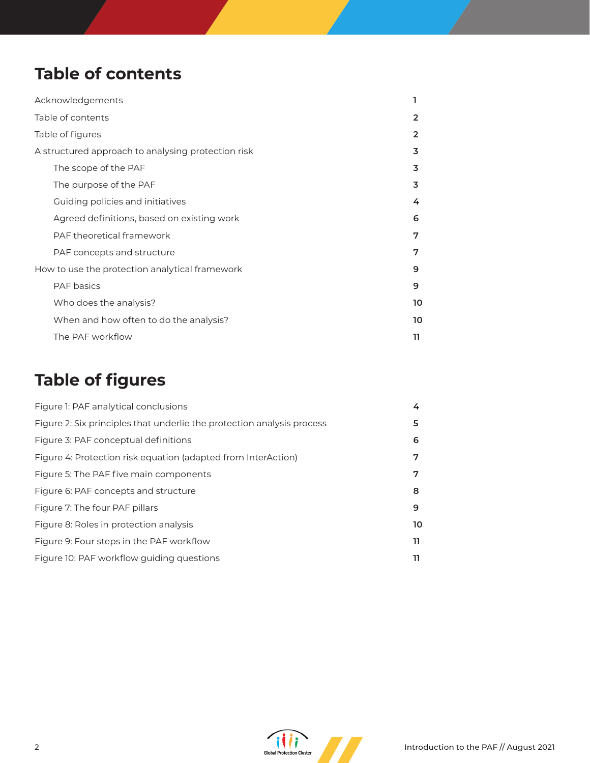# Table of contents

| | |
|---|---|
| Acknowledgements | 1 |
| Table of contents | 2 |
| Table of figures | 2 |
| A structured approach to analysing protection risk | 3 |
| The scope of the PAF | 3 |
| The purpose of the PAF | 3 |
| Guiding policies and initiatives | 4 |
| Agreed definitions, based on existing work | 6 |
| PAF theoretical framework | 7 |
| PAF concepts and structure | 7 |
| How to use the protection analytical framework | 9 |
| PAF basics | 9 |
| Who does the analysis? | 10 |
| When and how often to do the analysis? | 10 |
| The PAF workflow | 11 |

# Table of figures

| | |
|---|---|
| Figure 1: PAF analytical conclusions | 4 |
| Figure 2: Six principles that underlie the protection analysis process | 5 |
| Figure 3: PAF conceptual definitions | 6 |
| Figure 4: Protection risk equation (adapted from InterAction) | 7 |
| Figure 5: The PAF five main components | 7 |
| Figure 6: PAF concepts and structure | 8 |
| Figure 7: The four PAF pillars | 9 |
| Figure 8: Roles in protection analysis | 10 |
| Figure 9: Four steps in the PAF workflow | 11 |
| Figure 10: PAF workflow guiding questions | 11 |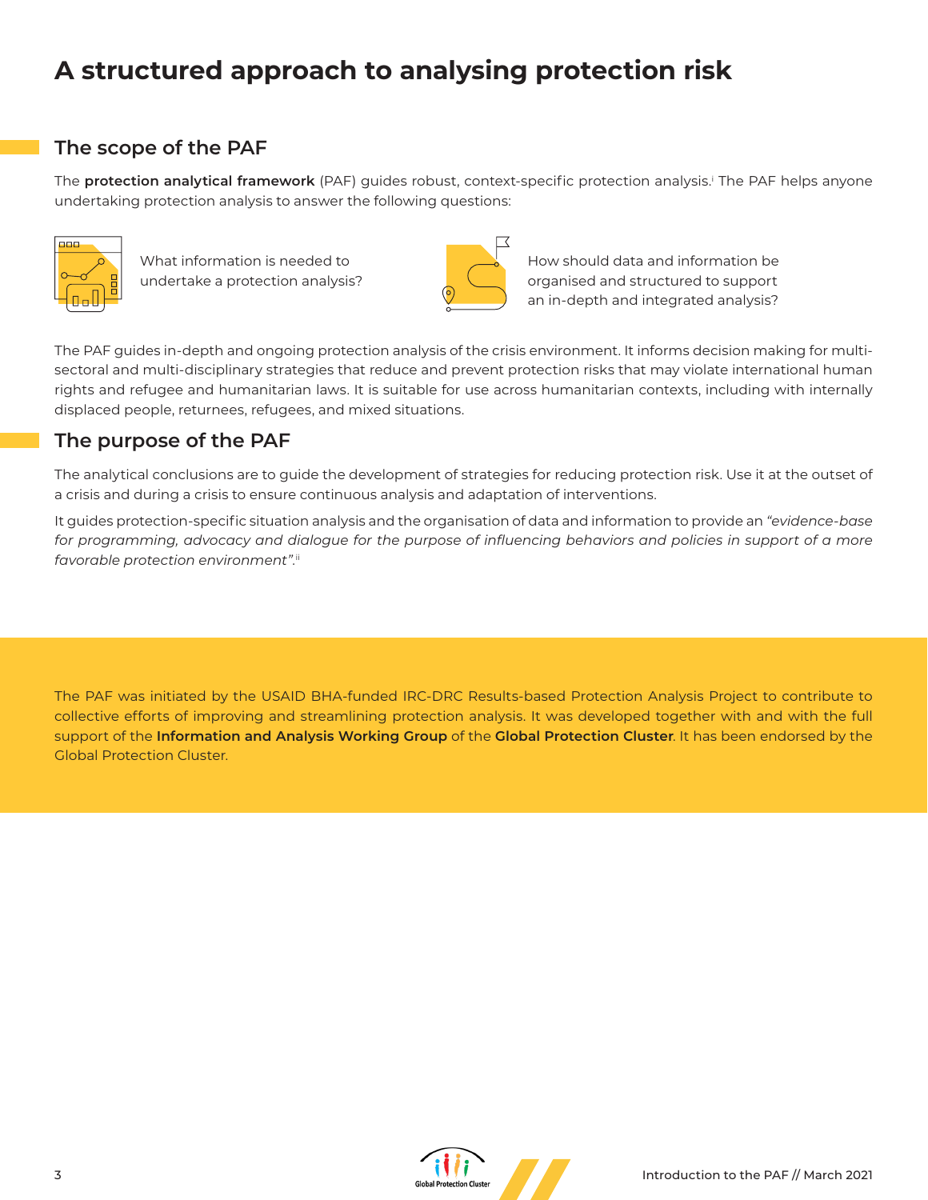# A structured approach to analysing protection risk

## The scope of the PAF

The **protection analytical framework** (PAF) guides robust, context-specific protection analysis.[i] The PAF helps anyone undertaking protection analysis to answer the following questions:

What information is needed to undertake a protection analysis?

How should data and information be organised and structured to support an in-depth and integrated analysis?

The PAF guides in-depth and ongoing protection analysis of the crisis environment. It informs decision making for multi-sectoral and multi-disciplinary strategies that reduce and prevent protection risks that may violate international human rights and refugee and humanitarian laws. It is suitable for use across humanitarian contexts, including with internally displaced people, returnees, refugees, and mixed situations.

## The purpose of the PAF

The analytical conclusions are to guide the development of strategies for reducing protection risk. Use it at the outset of a crisis and during a crisis to ensure continuous analysis and adaptation of interventions.

It guides protection-specific situation analysis and the organisation of data and information to provide an *"evidence-base for programming, advocacy and dialogue for the purpose of influencing behaviors and policies in support of a more favorable protection environment"*.[ii]

The PAF was initiated by the USAID BHA-funded IRC-DRC Results-based Protection Analysis Project to contribute to collective efforts of improving and streamlining protection analysis. It was developed together with and with the full support of the **Information and Analysis Working Group** of the **Global Protection Cluster**. It has been endorsed by the Global Protection Cluster.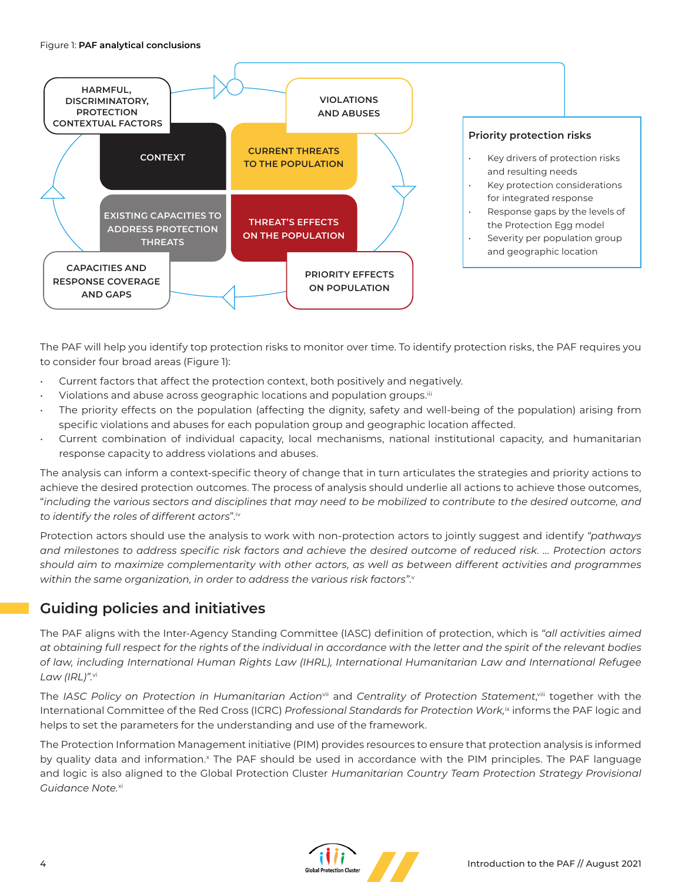Figure 1: **PAF analytical conclusions**

HARMFUL, DISCRIMINATORY, PROTECTION CONTEXTUAL FACTORS

CONTEXT

VIOLATIONS AND ABUSES

CURRENT THREATS TO THE POPULATION

EXISTING CAPACITIES TO ADDRESS PROTECTION THREATS

THREAT'S EFFECTS ON THE POPULATION

CAPACITIES AND RESPONSE COVERAGE AND GAPS

PRIORITY EFFECTS ON POPULATION

**Priority protection risks**

- Key drivers of protection risks and resulting needs
- Key protection considerations for integrated response
- Response gaps by the levels of the Protection Egg model
- Severity per population group and geographic location

The PAF will help you identify top protection risks to monitor over time. To identify protection risks, the PAF requires you to consider four broad areas (Figure 1):

- Current factors that affect the protection context, both positively and negatively.
- Violations and abuse across geographic locations and population groups.[iii]
- The priority effects on the population (affecting the dignity, safety and well-being of the population) arising from specific violations and abuses for each population group and geographic location affected.
- Current combination of individual capacity, local mechanisms, national institutional capacity, and humanitarian response capacity to address violations and abuses.

The analysis can inform a context-specific theory of change that in turn articulates the strategies and priority actions to achieve the desired protection outcomes. The process of analysis should underlie all actions to achieve those outcomes, "*including the various sectors and disciplines that may need to be mobilized to contribute to the desired outcome, and to identify the roles of different actors*".[iv]

Protection actors should use the analysis to work with non-protection actors to jointly suggest and identify *"pathways and milestones to address specific risk factors and achieve the desired outcome of reduced risk. … Protection actors should aim to maximize complementarity with other actors, as well as between different activities and programmes within the same organization, in order to address the various risk factors"*.[v]

## Guiding policies and initiatives

The PAF aligns with the Inter-Agency Standing Committee (IASC) definition of protection, which is *"all activities aimed at obtaining full respect for the rights of the individual in accordance with the letter and the spirit of the relevant bodies of law, including International Human Rights Law (IHRL), International Humanitarian Law and International Refugee Law (IRL)"*.[vi]

The *IASC Policy on Protection in Humanitarian Action*[vii] and *Centrality of Protection Statement*,[viii] together with the International Committee of the Red Cross (ICRC) *Professional Standards for Protection Work*,[ix] informs the PAF logic and helps to set the parameters for the understanding and use of the framework.

The Protection Information Management initiative (PIM) provides resources to ensure that protection analysis is informed by quality data and information.[x] The PAF should be used in accordance with the PIM principles. The PAF language and logic is also aligned to the Global Protection Cluster *Humanitarian Country Team Protection Strategy Provisional Guidance Note*.[xi]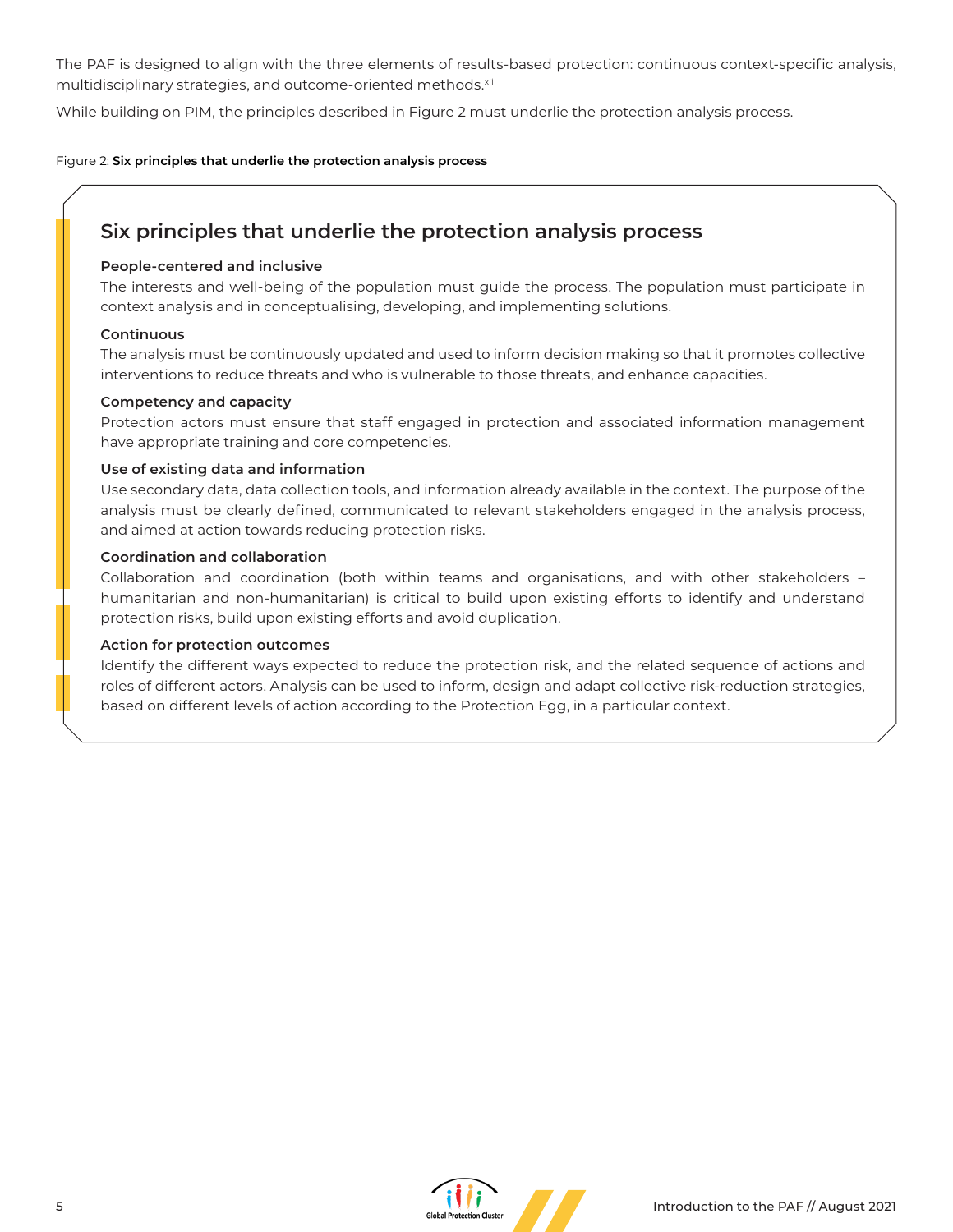The PAF is designed to align with the three elements of results-based protection: continuous context-specific analysis, multidisciplinary strategies, and outcome-oriented methods.[xii]

While building on PIM, the principles described in Figure 2 must underlie the protection analysis process.

Figure 2: **Six principles that underlie the protection analysis process**

## Six principles that underlie the protection analysis process

**People-centered and inclusive**

The interests and well-being of the population must guide the process. The population must participate in context analysis and in conceptualising, developing, and implementing solutions.

**Continuous**

The analysis must be continuously updated and used to inform decision making so that it promotes collective interventions to reduce threats and who is vulnerable to those threats, and enhance capacities.

**Competency and capacity**

Protection actors must ensure that staff engaged in protection and associated information management have appropriate training and core competencies.

**Use of existing data and information**

Use secondary data, data collection tools, and information already available in the context. The purpose of the analysis must be clearly defined, communicated to relevant stakeholders engaged in the analysis process, and aimed at action towards reducing protection risks.

**Coordination and collaboration**

Collaboration and coordination (both within teams and organisations, and with other stakeholders – humanitarian and non-humanitarian) is critical to build upon existing efforts to identify and understand protection risks, build upon existing efforts and avoid duplication.

**Action for protection outcomes**

Identify the different ways expected to reduce the protection risk, and the related sequence of actions and roles of different actors. Analysis can be used to inform, design and adapt collective risk-reduction strategies, based on different levels of action according to the Protection Egg, in a particular context.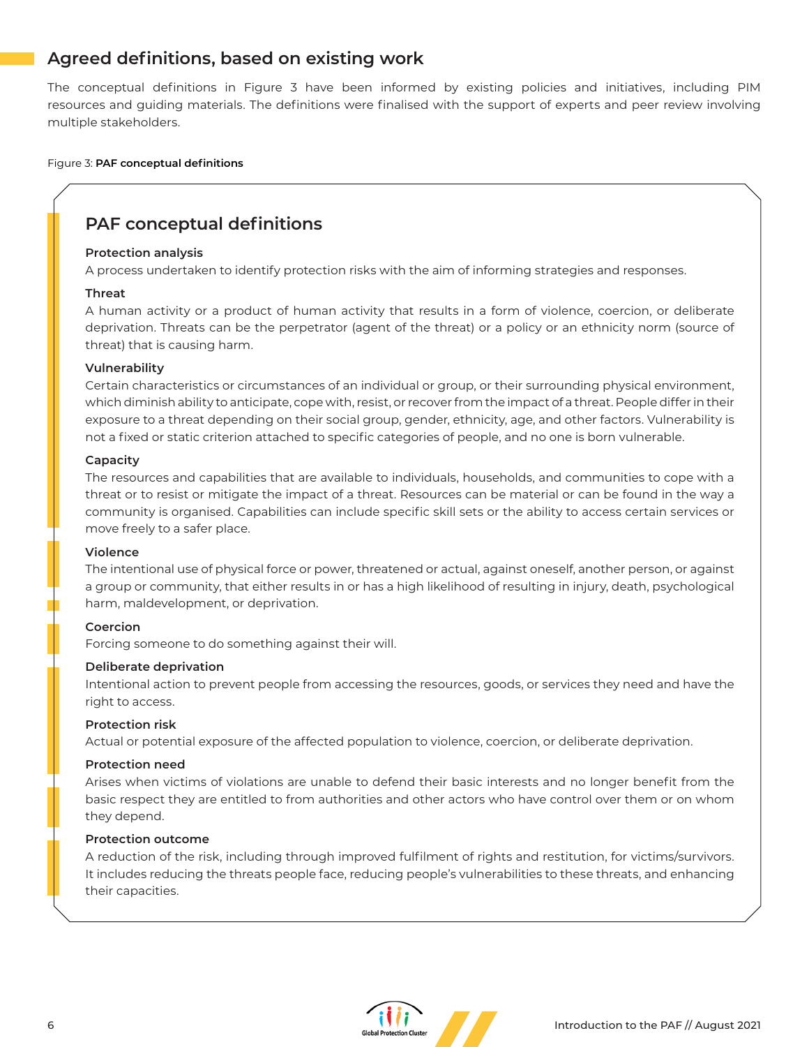## Agreed definitions, based on existing work

The conceptual definitions in Figure 3 have been informed by existing policies and initiatives, including PIM resources and guiding materials. The definitions were finalised with the support of experts and peer review involving multiple stakeholders.

Figure 3: **PAF conceptual definitions**

### PAF conceptual definitions

**Protection analysis**
A process undertaken to identify protection risks with the aim of informing strategies and responses.

**Threat**
A human activity or a product of human activity that results in a form of violence, coercion, or deliberate deprivation. Threats can be the perpetrator (agent of the threat) or a policy or an ethnicity norm (source of threat) that is causing harm.

**Vulnerability**
Certain characteristics or circumstances of an individual or group, or their surrounding physical environment, which diminish ability to anticipate, cope with, resist, or recover from the impact of a threat. People differ in their exposure to a threat depending on their social group, gender, ethnicity, age, and other factors. Vulnerability is not a fixed or static criterion attached to specific categories of people, and no one is born vulnerable.

**Capacity**
The resources and capabilities that are available to individuals, households, and communities to cope with a threat or to resist or mitigate the impact of a threat. Resources can be material or can be found in the way a community is organised. Capabilities can include specific skill sets or the ability to access certain services or move freely to a safer place.

**Violence**
The intentional use of physical force or power, threatened or actual, against oneself, another person, or against a group or community, that either results in or has a high likelihood of resulting in injury, death, psychological harm, maldevelopment, or deprivation.

**Coercion**
Forcing someone to do something against their will.

**Deliberate deprivation**
Intentional action to prevent people from accessing the resources, goods, or services they need and have the right to access.

**Protection risk**
Actual or potential exposure of the affected population to violence, coercion, or deliberate deprivation.

**Protection need**
Arises when victims of violations are unable to defend their basic interests and no longer benefit from the basic respect they are entitled to from authorities and other actors who have control over them or on whom they depend.

**Protection outcome**
A reduction of the risk, including through improved fulfilment of rights and restitution, for victims/survivors. It includes reducing the threats people face, reducing people's vulnerabilities to these threats, and enhancing their capacities.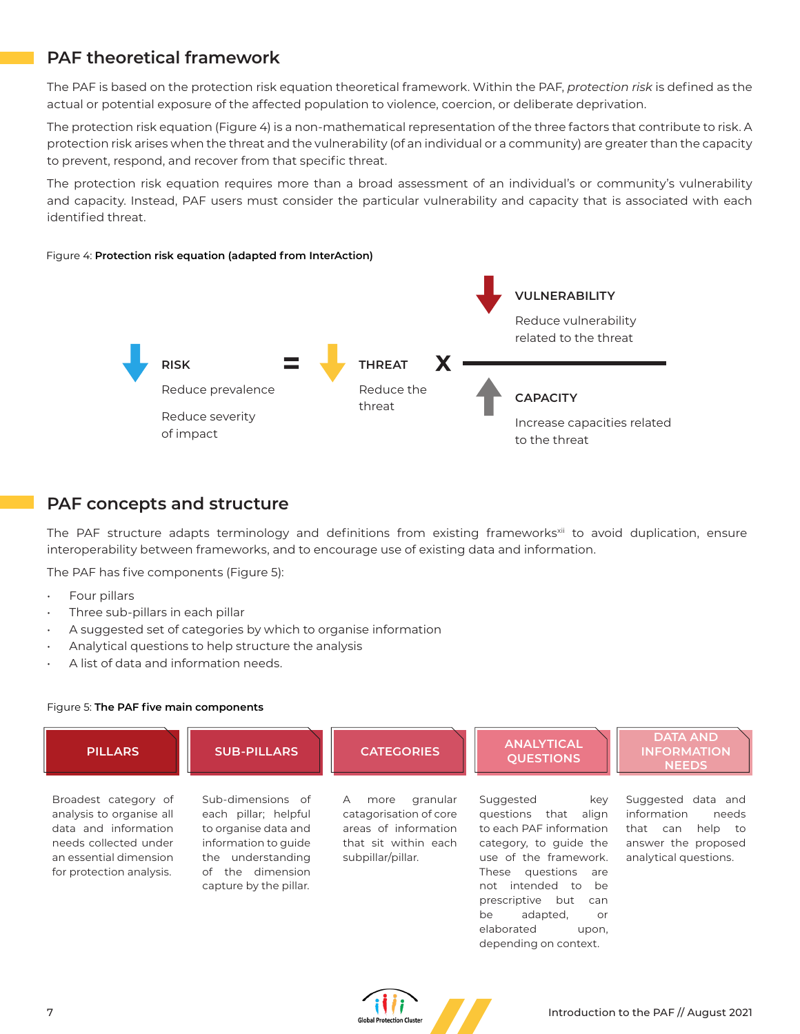## PAF theoretical framework

The PAF is based on the protection risk equation theoretical framework. Within the PAF, *protection risk* is defined as the actual or potential exposure of the affected population to violence, coercion, or deliberate deprivation.

The protection risk equation (Figure 4) is a non-mathematical representation of the three factors that contribute to risk. A protection risk arises when the threat and the vulnerability (of an individual or a community) are greater than the capacity to prevent, respond, and recover from that specific threat.

The protection risk equation requires more than a broad assessment of an individual's or community's vulnerability and capacity. Instead, PAF users must consider the particular vulnerability and capacity that is associated with each identified threat.

Figure 4: **Protection risk equation (adapted from InterAction)**

**RISK** = **THREAT** X **VULNERABILITY** / **CAPACITY**

- **RISK**: Reduce prevalence; Reduce severity of impact
- **THREAT**: Reduce the threat
- **VULNERABILITY**: Reduce vulnerability related to the threat
- **CAPACITY**: Increase capacities related to the threat

## PAF concepts and structure

The PAF structure adapts terminology and definitions from existing frameworks[xii] to avoid duplication, ensure interoperability between frameworks, and to encourage use of existing data and information.

The PAF has five components (Figure 5):

- Four pillars
- Three sub-pillars in each pillar
- A suggested set of categories by which to organise information
- Analytical questions to help structure the analysis
- A list of data and information needs.

Figure 5: **The PAF five main components**

| PILLARS | SUB-PILLARS | CATEGORIES | ANALYTICAL QUESTIONS | DATA AND INFORMATION NEEDS |
|---|---|---|---|---|
| Broadest category of analysis to organise all data and information needs collected under an essential dimension for protection analysis. | Sub-dimensions of each pillar; helpful to organise data and information to guide the understanding of the dimension capture by the pillar. | A more granular catagorisation of core areas of information that sit within each subpillar/pillar. | Suggested key questions that align to each PAF information category, to guide the use of the framework. These questions are not intended to be prescriptive but can be adapted, or elaborated upon, depending on context. | Suggested data and information needs that can help to answer the proposed analytical questions. |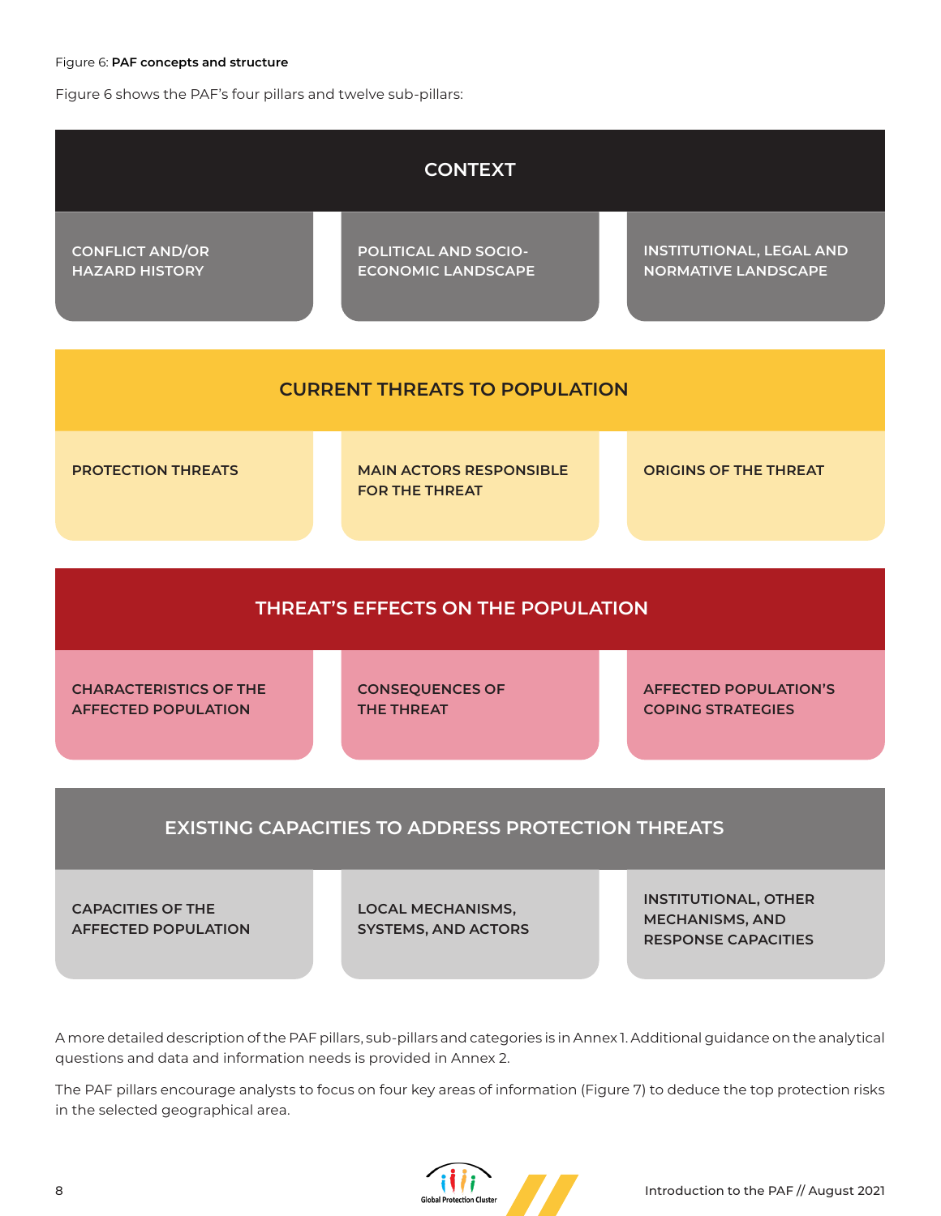Figure 6: **PAF concepts and structure**

Figure 6 shows the PAF's four pillars and twelve sub-pillars:

| CONTEXT | | |
|---|---|---|
| CONFLICT AND/OR HAZARD HISTORY | POLITICAL AND SOCIO-ECONOMIC LANDSCAPE | INSTITUTIONAL, LEGAL AND NORMATIVE LANDSCAPE |

| CURRENT THREATS TO POPULATION | | |
|---|---|---|
| PROTECTION THREATS | MAIN ACTORS RESPONSIBLE FOR THE THREAT | ORIGINS OF THE THREAT |

| THREAT'S EFFECTS ON THE POPULATION | | |
|---|---|---|
| CHARACTERISTICS OF THE AFFECTED POPULATION | CONSEQUENCES OF THE THREAT | AFFECTED POPULATION'S COPING STRATEGIES |

| EXISTING CAPACITIES TO ADDRESS PROTECTION THREATS | | |
|---|---|---|
| CAPACITIES OF THE AFFECTED POPULATION | LOCAL MECHANISMS, SYSTEMS, AND ACTORS | INSTITUTIONAL, OTHER MECHANISMS, AND RESPONSE CAPACITIES |

A more detailed description of the PAF pillars, sub-pillars and categories is in Annex 1. Additional guidance on the analytical questions and data and information needs is provided in Annex 2.

The PAF pillars encourage analysts to focus on four key areas of information (Figure 7) to deduce the top protection risks in the selected geographical area.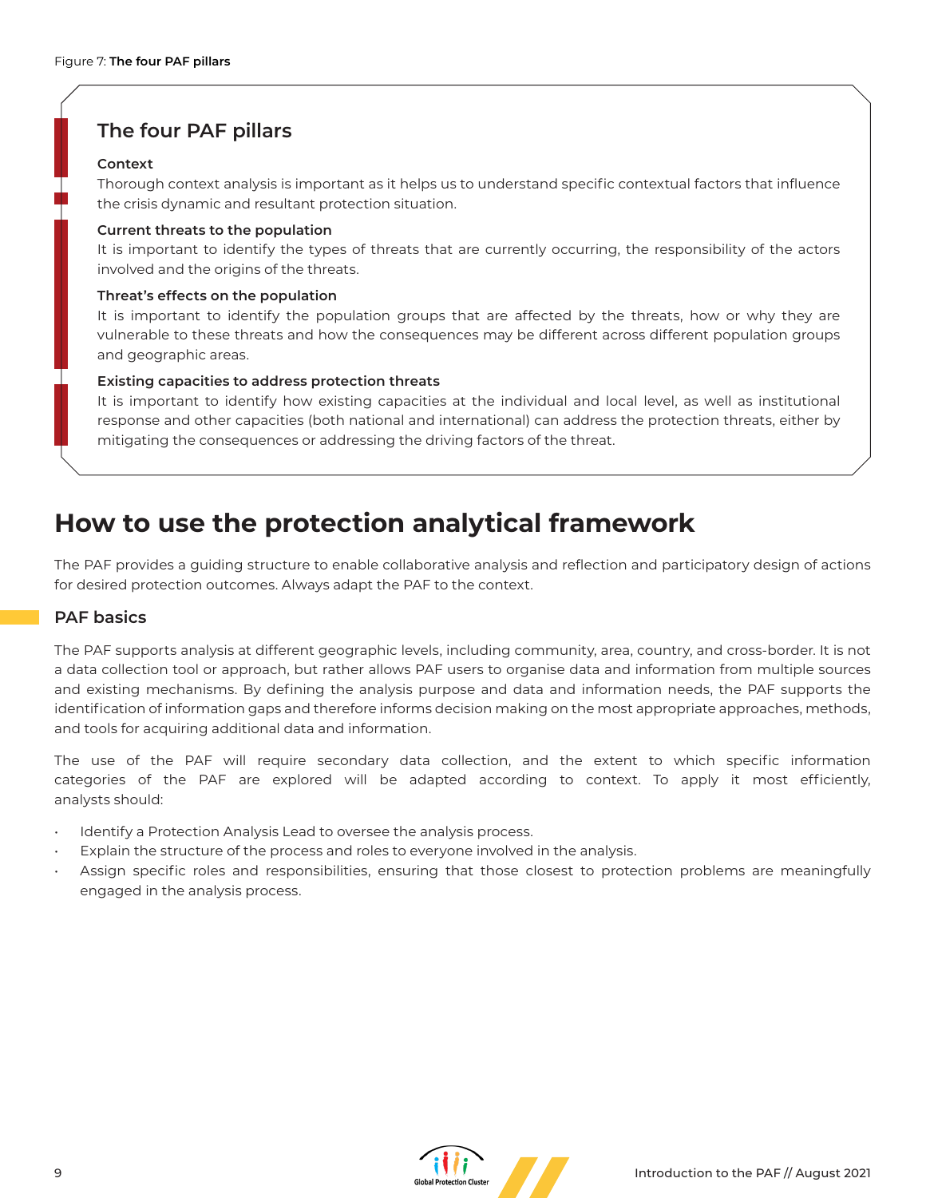Figure 7: **The four PAF pillars**

### The four PAF pillars

**Context**

Thorough context analysis is important as it helps us to understand specific contextual factors that influence the crisis dynamic and resultant protection situation.

**Current threats to the population**

It is important to identify the types of threats that are currently occurring, the responsibility of the actors involved and the origins of the threats.

**Threat's effects on the population**

It is important to identify the population groups that are affected by the threats, how or why they are vulnerable to these threats and how the consequences may be different across different population groups and geographic areas.

**Existing capacities to address protection threats**

It is important to identify how existing capacities at the individual and local level, as well as institutional response and other capacities (both national and international) can address the protection threats, either by mitigating the consequences or addressing the driving factors of the threat.

# How to use the protection analytical framework

The PAF provides a guiding structure to enable collaborative analysis and reflection and participatory design of actions for desired protection outcomes. Always adapt the PAF to the context.

## PAF basics

The PAF supports analysis at different geographic levels, including community, area, country, and cross-border. It is not a data collection tool or approach, but rather allows PAF users to organise data and information from multiple sources and existing mechanisms. By defining the analysis purpose and data and information needs, the PAF supports the identification of information gaps and therefore informs decision making on the most appropriate approaches, methods, and tools for acquiring additional data and information.

The use of the PAF will require secondary data collection, and the extent to which specific information categories of the PAF are explored will be adapted according to context. To apply it most efficiently, analysts should:

- Identify a Protection Analysis Lead to oversee the analysis process.
- Explain the structure of the process and roles to everyone involved in the analysis.
- Assign specific roles and responsibilities, ensuring that those closest to protection problems are meaningfully engaged in the analysis process.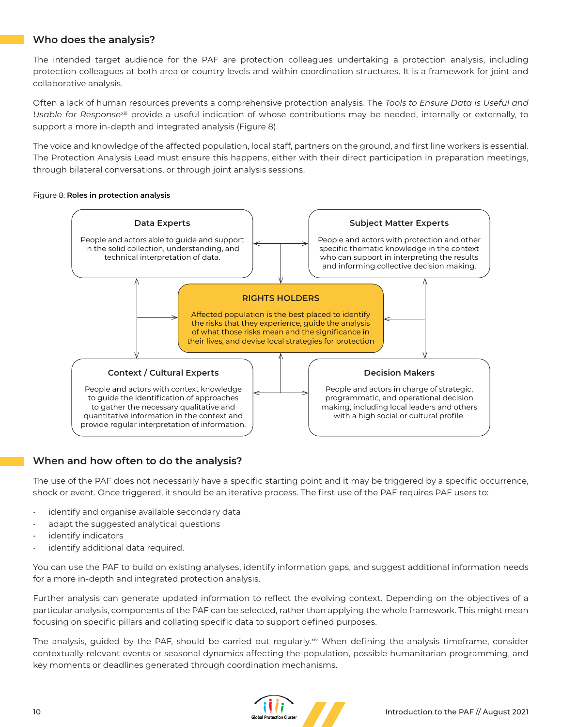## Who does the analysis?

The intended target audience for the PAF are protection colleagues undertaking a protection analysis, including protection colleagues at both area or country levels and within coordination structures. It is a framework for joint and collaborative analysis.

Often a lack of human resources prevents a comprehensive protection analysis. The *Tools to Ensure Data is Useful and Usable for Response*[xiii] provide a useful indication of whose contributions may be needed, internally or externally, to support a more in-depth and integrated analysis (Figure 8).

The voice and knowledge of the affected population, local staff, partners on the ground, and first line workers is essential. The Protection Analysis Lead must ensure this happens, either with their direct participation in preparation meetings, through bilateral conversations, or through joint analysis sessions.

Figure 8: **Roles in protection analysis**

**Data Experts**

People and actors able to guide and support in the solid collection, understanding, and technical interpretation of data.

**Subject Matter Experts**

People and actors with protection and other specific thematic knowledge in the context who can support in interpreting the results and informing collective decision making.

**RIGHTS HOLDERS**

Affected population is the best placed to identify the risks that they experience, guide the analysis of what those risks mean and the significance in their lives, and devise local strategies for protection

**Context / Cultural Experts**

People and actors with context knowledge to guide the identification of approaches to gather the necessary qualitative and quantitative information in the context and provide regular interpretation of information.

**Decision Makers**

People and actors in charge of strategic, programmatic, and operational decision making, including local leaders and others with a high social or cultural profile.

## When and how often to do the analysis?

The use of the PAF does not necessarily have a specific starting point and it may be triggered by a specific occurrence, shock or event. Once triggered, it should be an iterative process. The first use of the PAF requires PAF users to:

- identify and organise available secondary data
- adapt the suggested analytical questions
- identify indicators
- identify additional data required.

You can use the PAF to build on existing analyses, identify information gaps, and suggest additional information needs for a more in-depth and integrated protection analysis.

Further analysis can generate updated information to reflect the evolving context. Depending on the objectives of a particular analysis, components of the PAF can be selected, rather than applying the whole framework. This might mean focusing on specific pillars and collating specific data to support defined purposes.

The analysis, guided by the PAF, should be carried out regularly.[xiv] When defining the analysis timeframe, consider contextually relevant events or seasonal dynamics affecting the population, possible humanitarian programming, and key moments or deadlines generated through coordination mechanisms.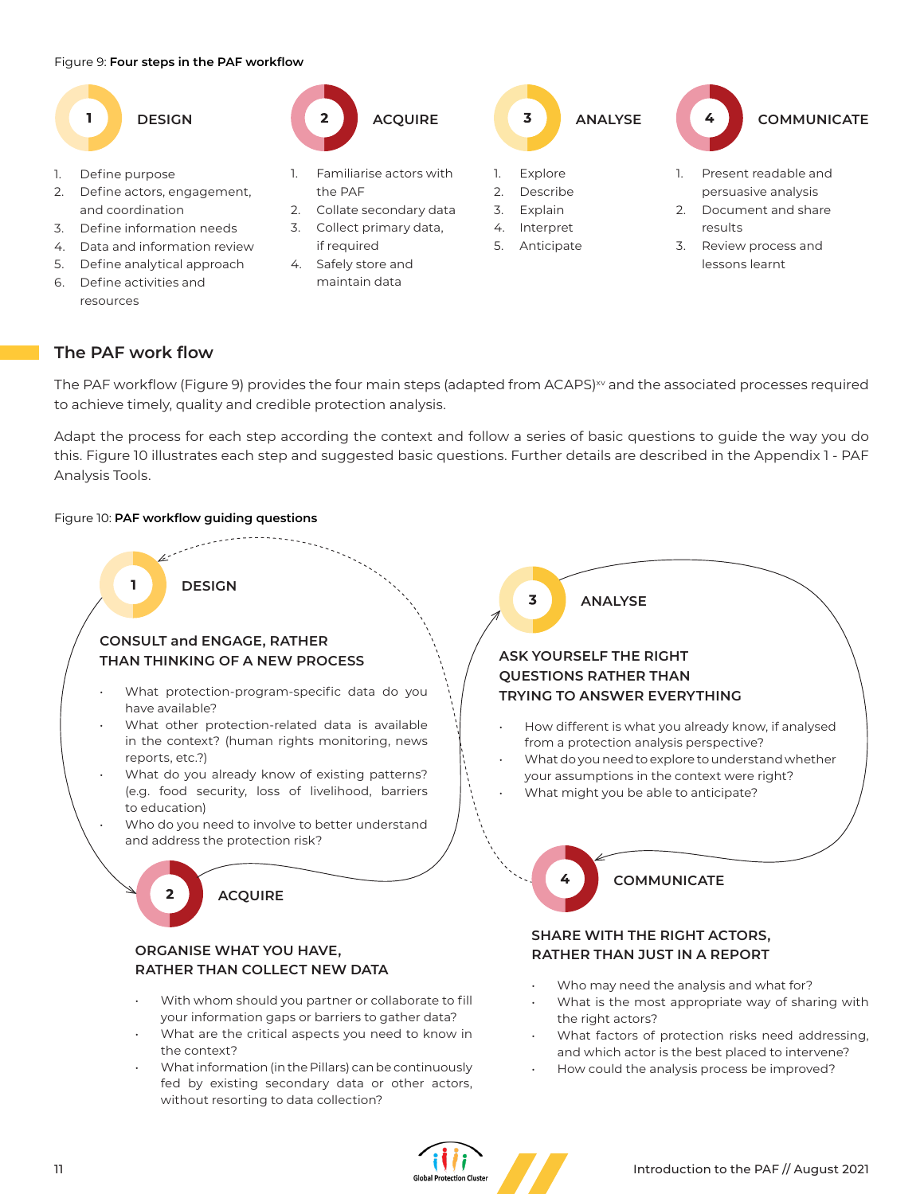Figure 9: **Four steps in the PAF workflow**

**1 DESIGN**

1. Define purpose
2. Define actors, engagement, and coordination
3. Define information needs
4. Data and information review
5. Define analytical approach
6. Define activities and resources

**2 ACQUIRE**

1. Familiarise actors with the PAF
2. Collate secondary data
3. Collect primary data, if required
4. Safely store and maintain data

**3 ANALYSE**

1. Explore
2. Describe
3. Explain
4. Interpret
5. Anticipate

**4 COMMUNICATE**

1. Present readable and persuasive analysis
2. Document and share results
3. Review process and lessons learnt

## The PAF work flow

The PAF workflow (Figure 9) provides the four main steps (adapted from ACAPS)[xv] and the associated processes required to achieve timely, quality and credible protection analysis.

Adapt the process for each step according the context and follow a series of basic questions to guide the way you do this. Figure 10 illustrates each step and suggested basic questions. Further details are described in the Appendix 1 - PAF Analysis Tools.

Figure 10: **PAF workflow guiding questions**

**1 DESIGN**

**CONSULT and ENGAGE, RATHER THAN THINKING OF A NEW PROCESS**

- What protection-program-specific data do you have available?
- What other protection-related data is available in the context? (human rights monitoring, news reports, etc.?)
- What do you already know of existing patterns? (e.g. food security, loss of livelihood, barriers to education)
- Who do you need to involve to better understand and address the protection risk?

**2 ACQUIRE**

**ORGANISE WHAT YOU HAVE, RATHER THAN COLLECT NEW DATA**

- With whom should you partner or collaborate to fill your information gaps or barriers to gather data?
- What are the critical aspects you need to know in the context?
- What information (in the Pillars) can be continuously fed by existing secondary data or other actors, without resorting to data collection?

**3 ANALYSE**

**ASK YOURSELF THE RIGHT QUESTIONS RATHER THAN TRYING TO ANSWER EVERYTHING**

- How different is what you already know, if analysed from a protection analysis perspective?
- What do you need to explore to understand whether your assumptions in the context were right?
- What might you be able to anticipate?

**4 COMMUNICATE**

**SHARE WITH THE RIGHT ACTORS, RATHER THAN JUST IN A REPORT**

- Who may need the analysis and what for?
- What is the most appropriate way of sharing with the right actors?
- What factors of protection risks need addressing, and which actor is the best placed to intervene?
- How could the analysis process be improved?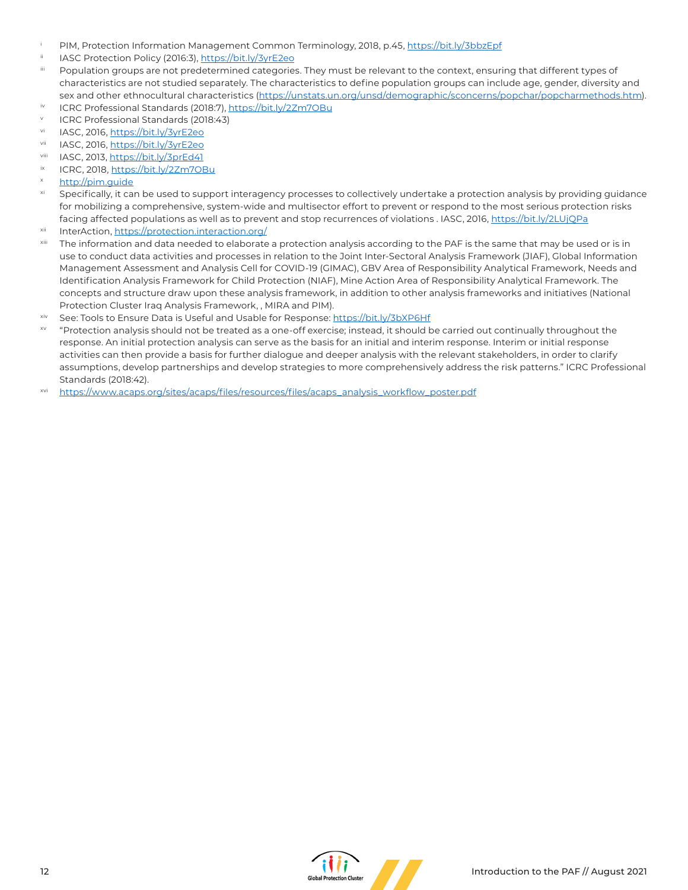[i] PIM, Protection Information Management Common Terminology, 2018, p.45, https://bit.ly/3bbzEpf

[ii] IASC Protection Policy (2016:3), https://bit.ly/3yrE2eo

[iii] Population groups are not predetermined categories. They must be relevant to the context, ensuring that different types of characteristics are not studied separately. The characteristics to define population groups can include age, gender, diversity and sex and other ethnocultural characteristics (https://unstats.un.org/unsd/demographic/sconcerns/popchar/popcharmethods.htm).

[iv] ICRC Professional Standards (2018:7), https://bit.ly/2Zm7OBu

[v] ICRC Professional Standards (2018:43)

[vi] IASC, 2016, https://bit.ly/3yrE2eo

[vii] IASC, 2016, https://bit.ly/3yrE2eo

[viii] IASC, 2013, https://bit.ly/3prEd41

[ix] ICRC, 2018, https://bit.ly/2Zm7OBu

[x] http://pim.guide

[xi] Specifically, it can be used to support interagency processes to collectively undertake a protection analysis by providing guidance for mobilizing a comprehensive, system-wide and multisector effort to prevent or respond to the most serious protection risks facing affected populations as well as to prevent and stop recurrences of violations . IASC, 2016, https://bit.ly/2LUjQPa

[xii] InterAction, https://protection.interaction.org/

[xiii] The information and data needed to elaborate a protection analysis according to the PAF is the same that may be used or is in use to conduct data activities and processes in relation to the Joint Inter-Sectoral Analysis Framework (JIAF), Global Information Management Assessment and Analysis Cell for COVID-19 (GIMAC), GBV Area of Responsibility Analytical Framework, Needs and Identification Analysis Framework for Child Protection (NIAF), Mine Action Area of Responsibility Analytical Framework. The concepts and structure draw upon these analysis framework, in addition to other analysis frameworks and initiatives (National Protection Cluster Iraq Analysis Framework, , MIRA and PIM).

[xiv] See: Tools to Ensure Data is Useful and Usable for Response: https://bit.ly/3bXP6Hf

[xv] "Protection analysis should not be treated as a one-off exercise; instead, it should be carried out continually throughout the response. An initial protection analysis can serve as the basis for an initial and interim response. Interim or initial response activities can then provide a basis for further dialogue and deeper analysis with the relevant stakeholders, in order to clarify assumptions, develop partnerships and develop strategies to more comprehensively address the risk patterns." ICRC Professional Standards (2018:42).

[xvi] https://www.acaps.org/sites/acaps/files/resources/files/acaps_analysis_workflow_poster.pdf